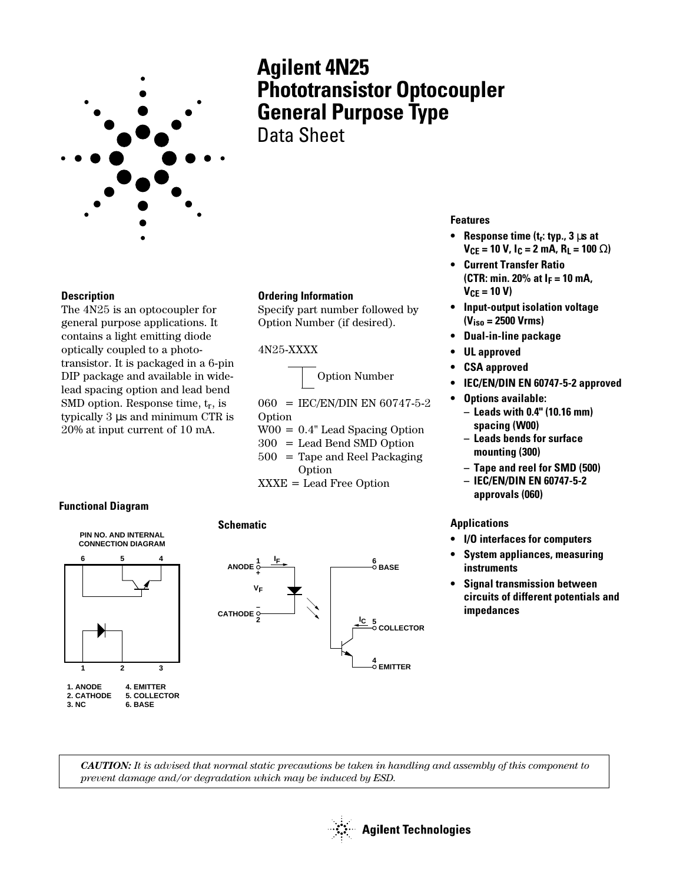# Agilent 4N25 Phototransistor Optocoupler General Purpose Type

Data Sheet

## Description

The 4N25 is an optocoupler for general purpose applications. It contains a light emitting diode optically coupled to a phototransistor. It is packaged in a 6-pin DIP package and available in wide-lead spacing option and lead bend SMD option. Response time, $t_r$, is typically 3 µs and minimum CTR is 20% at input current of 10 mA.

## Ordering Information

Specify part number followed by Option Number (if desired).

4N25-XXXX

Option Number

060 = IEC/EN/DIN EN 60747-5-2 Option

W00 = 0.4" Lead Spacing Option

300 = Lead Bend SMD Option

500 = Tape and Reel Packaging Option

XXXE = Lead Free Option

## Features

- **Response time ($t_r$: typ., 3 µs at $V_{CE}$ = 10 V, $I_C$ = 2 mA, $R_L$ = 100 Ω)**
- **Current Transfer Ratio (CTR: min. 20% at $I_F$ = 10 mA, $V_{CE}$ = 10 V)**
- **Input-output isolation voltage ($V_{iso}$ = 2500 Vrms)**
- **Dual-in-line package**
- **UL approved**
- **CSA approved**
- **IEC/EN/DIN EN 60747-5-2 approved**
- **Options available:**
  - **Leads with 0.4" (10.16 mm) spacing (W00)**
  - **Leads bends for surface mounting (300)**
  - **Tape and reel for SMD (500)**
  - **IEC/EN/DIN EN 60747-5-2 approvals (060)**

## Applications

- **I/O interfaces for computers**
- **System appliances, measuring instruments**
- **Signal transmission between circuits of different potentials and impedances**

## Functional Diagram

PIN NO. AND INTERNAL CONNECTION DIAGRAM

1. ANODE
2. CATHODE
3. NC
4. EMITTER
5. COLLECTOR
6. BASE

## Schematic

*CAUTION: It is advised that normal static precautions be taken in handling and assembly of this component to prevent damage and/or degradation which may be induced by ESD.*

Agilent Technologies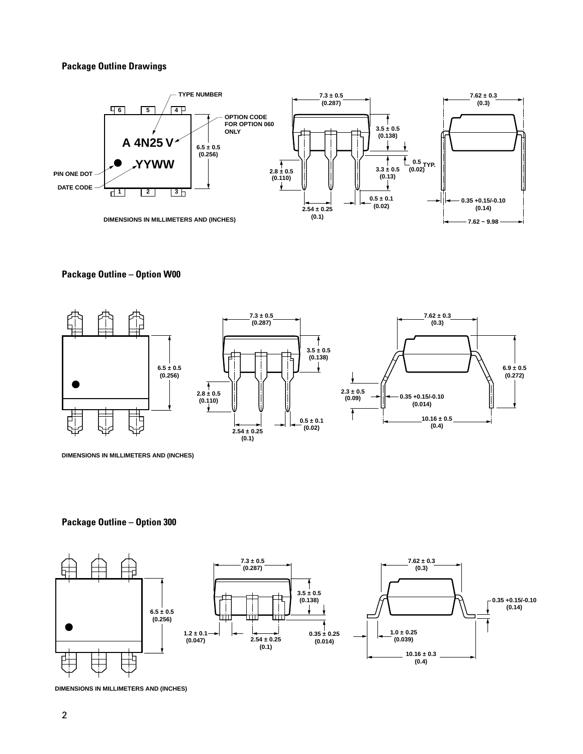## Package Outline Drawings

TYPE NUMBER

OPTION CODE FOR OPTION 060 ONLY

A 4N25 V

YYWW

PIN ONE DOT

DATE CODE

6.5 ± 0.5 (0.256)

7.3 ± 0.5 (0.287)

3.5 ± 0.5 (0.138)

0.5 (0.02) TYP.

3.3 ± 0.5 (0.13)

2.8 ± 0.5 (0.110)

0.5 ± 0.1 (0.02)

2.54 ± 0.25 (0.1)

7.62 ± 0.3 (0.3)

0.35 +0.15/-0.10 (0.14)

7.62 ~ 9.98

DIMENSIONS IN MILLIMETERS AND (INCHES)

## Package Outline – Option W00

6.5 ± 0.5 (0.256)

7.3 ± 0.5 (0.287)

3.5 ± 0.5 (0.138)

2.8 ± 0.5 (0.110)

2.54 ± 0.25 (0.1)

0.5 ± 0.1 (0.02)

7.62 ± 0.3 (0.3)

6.9 ± 0.5 (0.272)

2.3 ± 0.5 (0.09)

0.35 +0.15/-0.10 (0.014)

10.16 ± 0.5 (0.4)

DIMENSIONS IN MILLIMETERS AND (INCHES)

## Package Outline – Option 300

6.5 ± 0.5 (0.256)

7.3 ± 0.5 (0.287)

3.5 ± 0.5 (0.138)

1.2 ± 0.1 (0.047)

2.54 ± 0.25 (0.1)

0.35 ± 0.25 (0.014)

7.62 ± 0.3 (0.3)

0.35 +0.15/-0.10 (0.14)

1.0 ± 0.25 (0.039)

10.16 ± 0.3 (0.4)

DIMENSIONS IN MILLIMETERS AND (INCHES)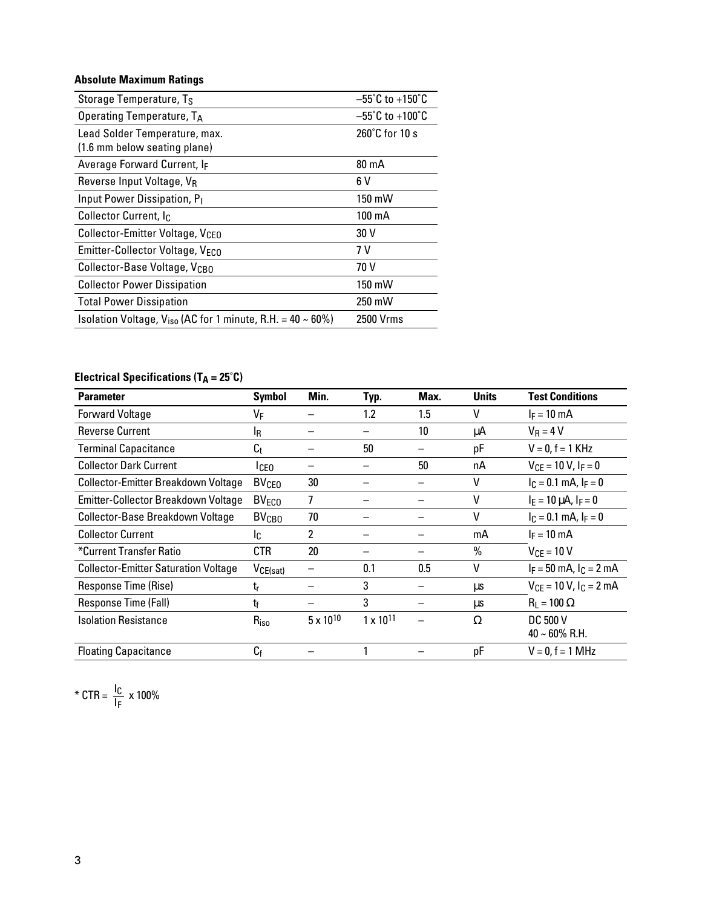**Absolute Maximum Ratings**

| | |
|---|---|
| Storage Temperature, $T_S$ | –55˚C to +150˚C |
| Operating Temperature, $T_A$ | –55˚C to +100˚C |
| Lead Solder Temperature, max. (1.6 mm below seating plane) | 260˚C for 10 s |
| Average Forward Current, $I_F$ | 80 mA |
| Reverse Input Voltage, $V_R$ | 6 V |
| Input Power Dissipation, $P_I$ | 150 mW |
| Collector Current, $I_C$ | 100 mA |
| Collector-Emitter Voltage, $V_{CEO}$ | 30 V |
| Emitter-Collector Voltage, $V_{ECO}$ | 7 V |
| Collector-Base Voltage, $V_{CBO}$ | 70 V |
| Collector Power Dissipation | 150 mW |
| Total Power Dissipation | 250 mW |
| Isolation Voltage, $V_{iso}$ (AC for 1 minute, R.H. = 40 ~ 60%) | 2500 Vrms |

**Electrical Specifications ($T_A$ = 25˚C)**

| Parameter | Symbol | Min. | Typ. | Max. | Units | Test Conditions |
|---|---|---|---|---|---|---|
| Forward Voltage | $V_F$ | – | 1.2 | 1.5 | V | $I_F$ = 10 mA |
| Reverse Current | $I_R$ | – | – | 10 | µA | $V_R$ = 4 V |
| Terminal Capacitance | $C_t$ | – | 50 | – | pF | V = 0, f = 1 KHz |
| Collector Dark Current | $I_{CEO}$ | – | – | 50 | nA | $V_{CE}$ = 10 V, $I_F$ = 0 |
| Collector-Emitter Breakdown Voltage | $BV_{CEO}$ | 30 | – | – | V | $I_C$ = 0.1 mA, $I_F$ = 0 |
| Emitter-Collector Breakdown Voltage | $BV_{ECO}$ | 7 | – | – | V | $I_E$ = 10 µA, $I_F$ = 0 |
| Collector-Base Breakdown Voltage | $BV_{CBO}$ | 70 | – | – | V | $I_C$ = 0.1 mA, $I_F$ = 0 |
| Collector Current | $I_C$ | 2 | – | – | mA | $I_F$ = 10 mA |
| *Current Transfer Ratio | CTR | 20 | – | – | % | $V_{CE}$ = 10 V |
| Collector-Emitter Saturation Voltage | $V_{CE(sat)}$ | – | 0.1 | 0.5 | V | $I_F$ = 50 mA, $I_C$ = 2 mA |
| Response Time (Rise) | $t_r$ | – | 3 | – | µs | $V_{CE}$ = 10 V, $I_C$ = 2 mA |
| Response Time (Fall) | $t_f$ | – | 3 | – | µs | $R_L$ = 100 Ω |
| Isolation Resistance | $R_{iso}$ | $5 \times 10^{10}$ | $1 \times 10^{11}$ | – | Ω | DC 500 V 40 ~ 60% R.H. |
| Floating Capacitance | $C_f$ | – | 1 | – | pF | V = 0, f = 1 MHz |

* $CTR = \frac{I_C}{I_F} \times 100\%$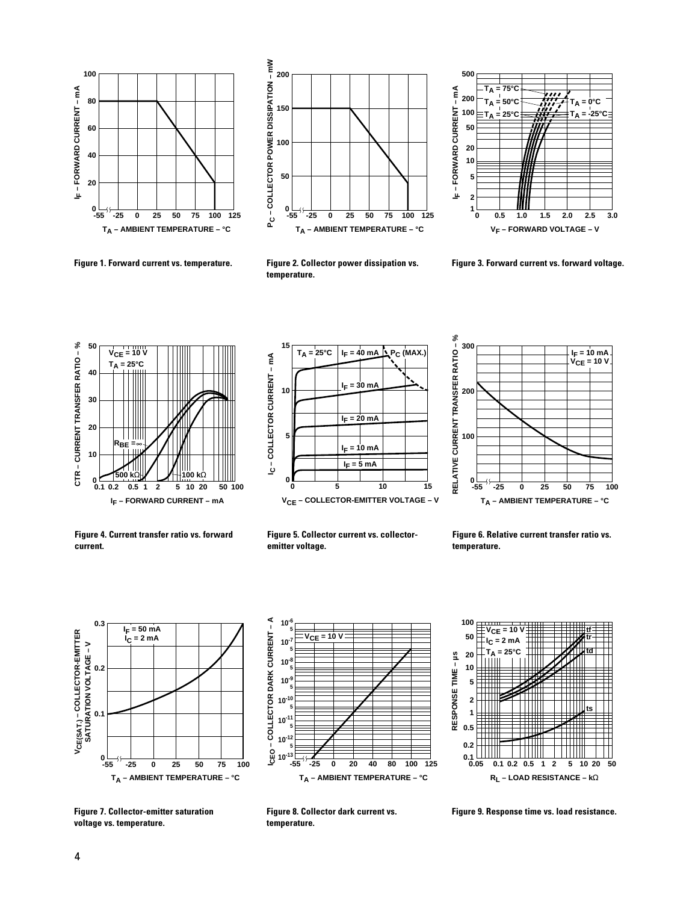Figure 1. Forward current vs. temperature.

Figure 2. Collector power dissipation vs. temperature.

Figure 3. Forward current vs. forward voltage.

Figure 4. Current transfer ratio vs. forward current.

Figure 5. Collector current vs. collector-emitter voltage.

Figure 6. Relative current transfer ratio vs. temperature.

Figure 7. Collector-emitter saturation voltage vs. temperature.

Figure 8. Collector dark current vs. temperature.

Figure 9. Response time vs. load resistance.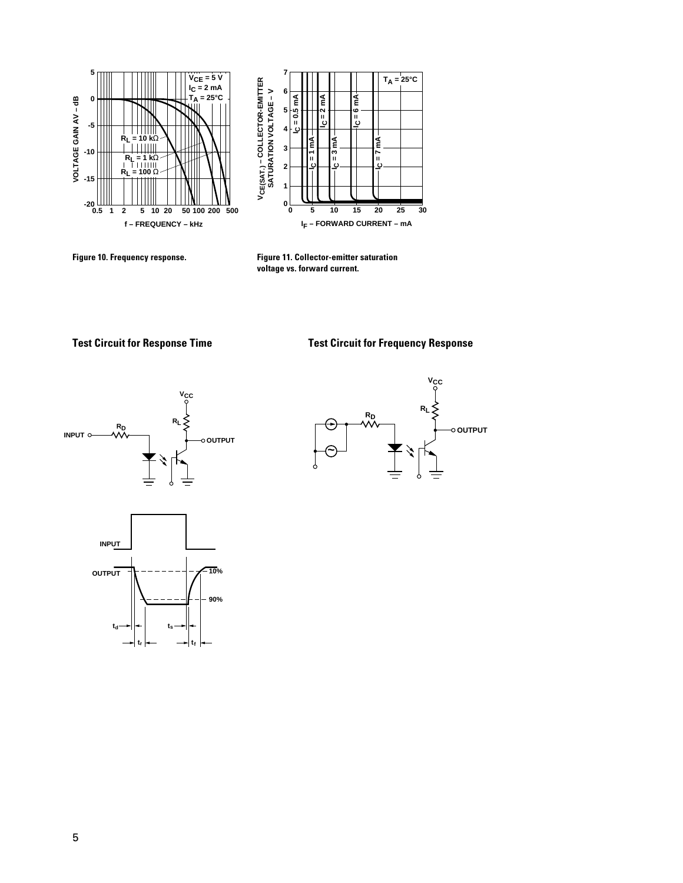Figure 10. Frequency response.

Figure 11. Collector-emitter saturation voltage vs. forward current.

**Test Circuit for Response Time**

**Test Circuit for Frequency Response**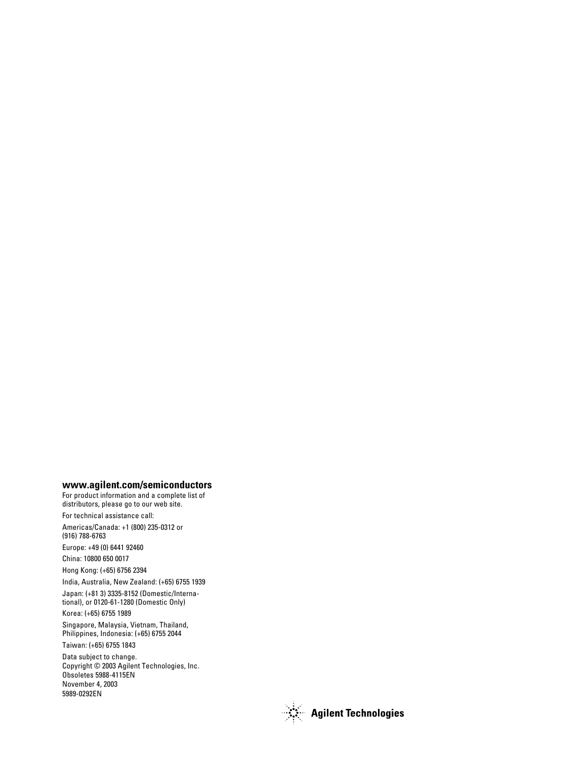**www.agilent.com/semiconductors**

For product information and a complete list of distributors, please go to our web site.

For technical assistance call:

Americas/Canada: +1 (800) 235-0312 or (916) 788-6763

Europe: +49 (0) 6441 92460

China: 10800 650 0017

Hong Kong: (+65) 6756 2394

India, Australia, New Zealand: (+65) 6755 1939

Japan: (+81 3) 3335-8152 (Domestic/International), or 0120-61-1280 (Domestic Only)

Korea: (+65) 6755 1989

Singapore, Malaysia, Vietnam, Thailand, Philippines, Indonesia: (+65) 6755 2044

Taiwan: (+65) 6755 1843

Data subject to change.
Copyright © 2003 Agilent Technologies, Inc.
Obsoletes 5988-4115EN
November 4, 2003
5989-0292EN

Agilent Technologies